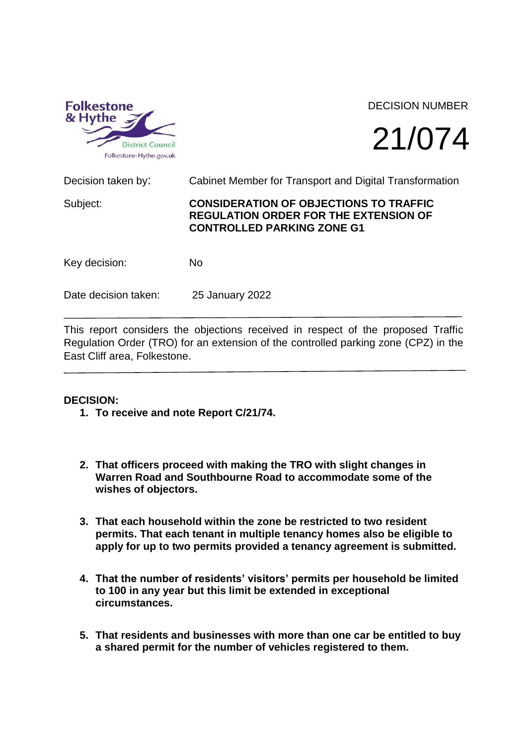Folkestone & Hythe District Council

Folkestone-Hythe.gov.uk

DECISION NUMBER

# 21/074

| | |
|---|---|
| Decision taken by: | Cabinet Member for Transport and Digital Transformation |
| Subject: | **CONSIDERATION OF OBJECTIONS TO TRAFFIC REGULATION ORDER FOR THE EXTENSION OF CONTROLLED PARKING ZONE G1** |
| Key decision: | No |
| Date decision taken: | 25 January 2022 |

---

This report considers the objections received in respect of the proposed Traffic Regulation Order (TRO) for an extension of the controlled parking zone (CPZ) in the East Cliff area, Folkestone.

---

**DECISION:**

1. **To receive and note Report C/21/74.**

2. **That officers proceed with making the TRO with slight changes in Warren Road and Southbourne Road to accommodate some of the wishes of objectors.**

3. **That each household within the zone be restricted to two resident permits. That each tenant in multiple tenancy homes also be eligible to apply for up to two permits provided a tenancy agreement is submitted.**

4. **That the number of residents' visitors' permits per household be limited to 100 in any year but this limit be extended in exceptional circumstances.**

5. **That residents and businesses with more than one car be entitled to buy a shared permit for the number of vehicles registered to them.**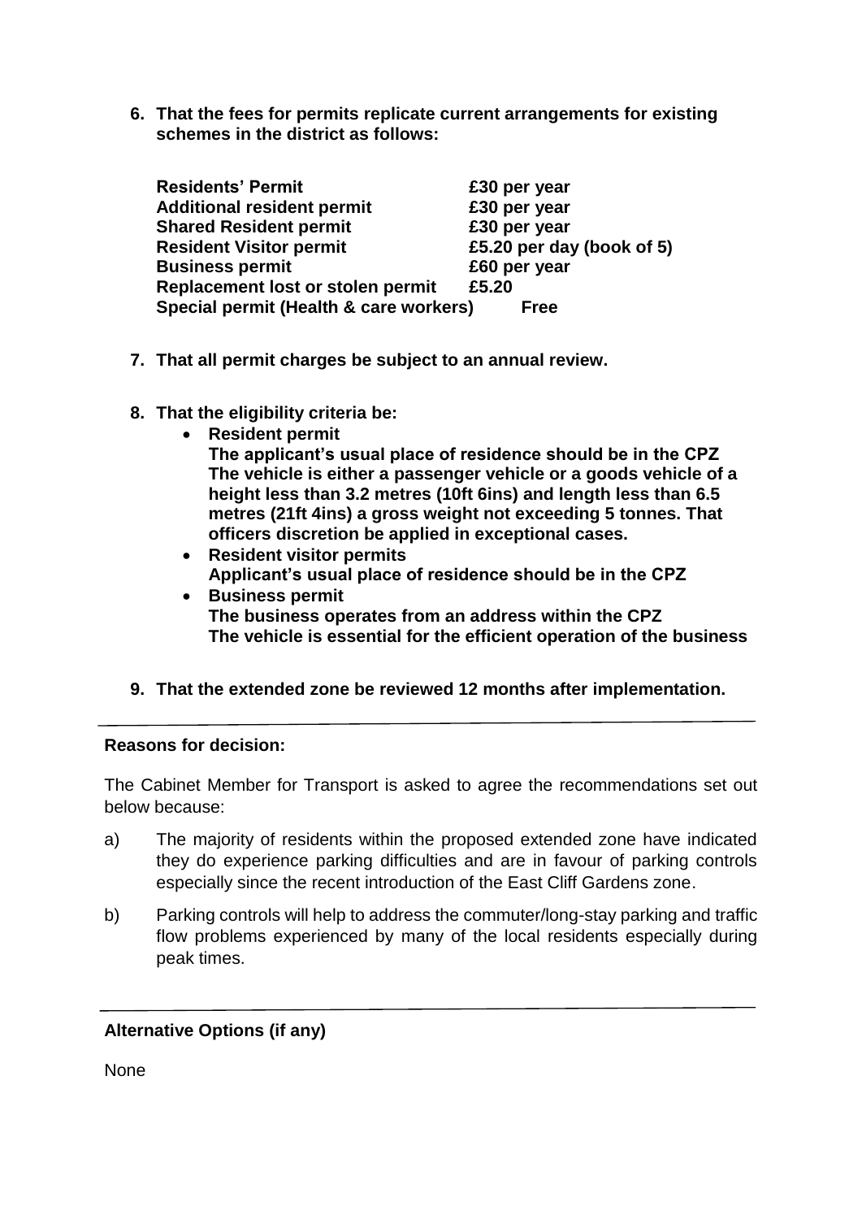6. **That the fees for permits replicate current arrangements for existing schemes in the district as follows:**

| | |
|---|---|
| **Residents' Permit** | **£30 per year** |
| **Additional resident permit** | **£30 per year** |
| **Shared Resident permit** | **£30 per year** |
| **Resident Visitor permit** | **£5.20 per day (book of 5)** |
| **Business permit** | **£60 per year** |
| **Replacement lost or stolen permit** | **£5.20** |
| **Special permit (Health & care workers)** | **Free** |

7. **That all permit charges be subject to an annual review.**

8. **That the eligibility criteria be:**
   - **Resident permit**
     **The applicant's usual place of residence should be in the CPZ**
     **The vehicle is either a passenger vehicle or a goods vehicle of a height less than 3.2 metres (10ft 6ins) and length less than 6.5 metres (21ft 4ins) a gross weight not exceeding 5 tonnes. That officers discretion be applied in exceptional cases.**
   - **Resident visitor permits**
     **Applicant's usual place of residence should be in the CPZ**
   - **Business permit**
     **The business operates from an address within the CPZ**
     **The vehicle is essential for the efficient operation of the business**

9. **That the extended zone be reviewed 12 months after implementation.**

---

**Reasons for decision:**

The Cabinet Member for Transport is asked to agree the recommendations set out below because:

a) The majority of residents within the proposed extended zone have indicated they do experience parking difficulties and are in favour of parking controls especially since the recent introduction of the East Cliff Gardens zone.

b) Parking controls will help to address the commuter/long-stay parking and traffic flow problems experienced by many of the local residents especially during peak times.

---

**Alternative Options (if any)**

None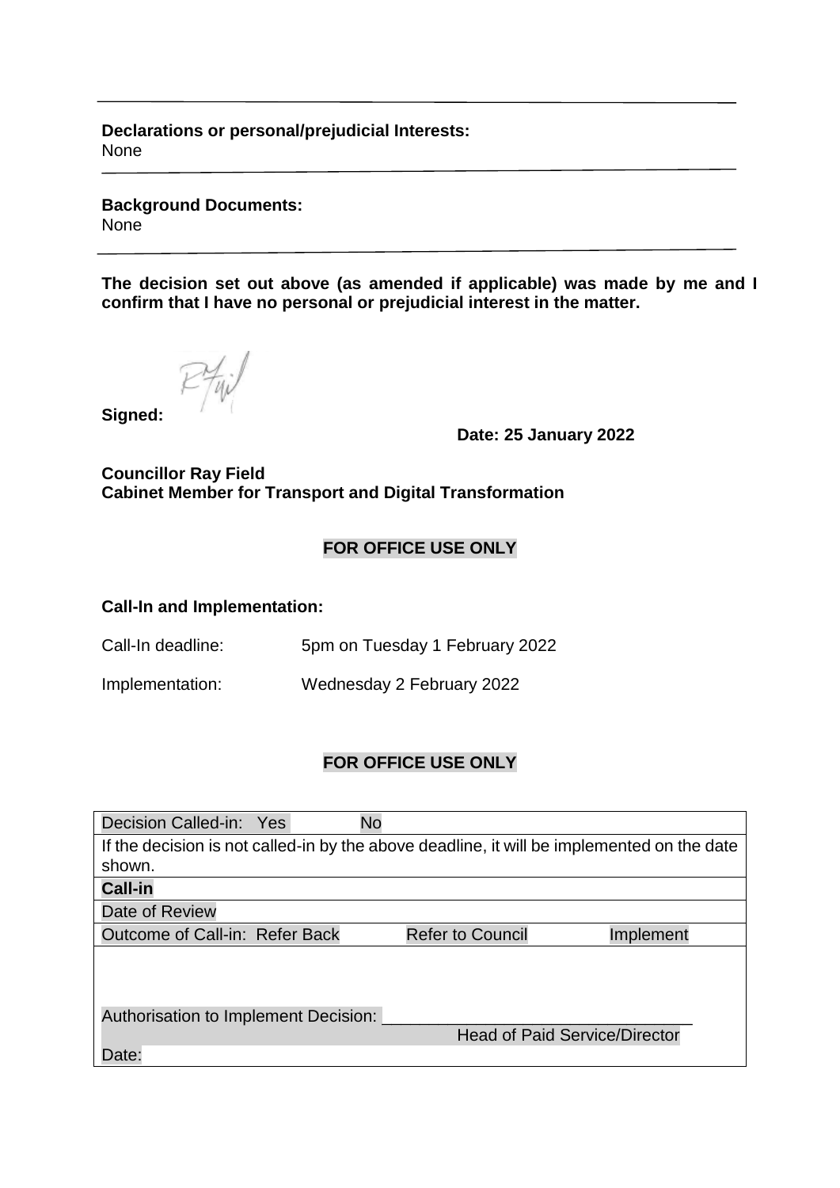---

**Declarations or personal/prejudicial Interests:**
None

---

**Background Documents:**
None

---

**The decision set out above (as amended if applicable) was made by me and I confirm that I have no personal or prejudicial interest in the matter.**

**Signed:**

**Date: 25 January 2022**

**Councillor Ray Field**
**Cabinet Member for Transport and Digital Transformation**

**FOR OFFICE USE ONLY**

**Call-In and Implementation:**

Call-In deadline: 5pm on Tuesday 1 February 2022

Implementation: Wednesday 2 February 2022

**FOR OFFICE USE ONLY**

| | | |
|---|---|---|
| Decision Called-in: Yes | No | |
| If the decision is not called-in by the above deadline, it will be implemented on the date shown. | | |
| **Call-in** | | |
| Date of Review | | |
| Outcome of Call-in: Refer Back | Refer to Council | Implement |
| Authorisation to Implement Decision: ______________________________ Head of Paid Service/Director<br>Date: | | |